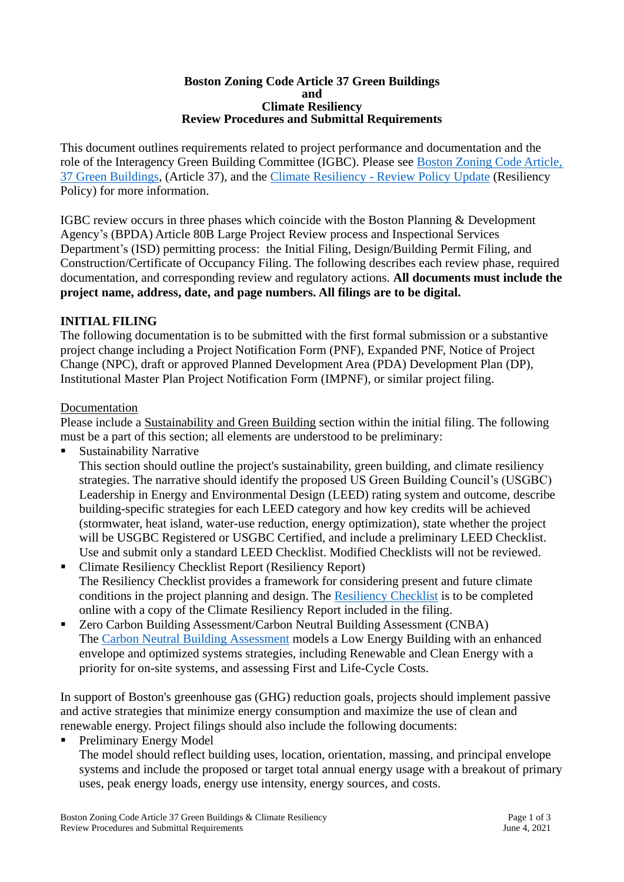# Boston Zoning Code Article 37 Green Buildings and Climate Resiliency Review Procedures and Submittal Requirements

This document outlines requirements related to project performance and documentation and the role of the Interagency Green Building Committee (IGBC). Please see [Boston Zoning Code Article, 37 Green Buildings](), (Article 37), and the [Climate Resiliency - Review Policy Update]() (Resiliency Policy) for more information.

IGBC review occurs in three phases which coincide with the Boston Planning & Development Agency's (BPDA) Article 80B Large Project Review process and Inspectional Services Department's (ISD) permitting process: the Initial Filing, Design/Building Permit Filing, and Construction/Certificate of Occupancy Filing. The following describes each review phase, required documentation, and corresponding review and regulatory actions. **All documents must include the project name, address, date, and page numbers. All filings are to be digital.**

## INITIAL FILING

The following documentation is to be submitted with the first formal submission or a substantive project change including a Project Notification Form (PNF), Expanded PNF, Notice of Project Change (NPC), draft or approved Planned Development Area (PDA) Development Plan (DP), Institutional Master Plan Project Notification Form (IMPNF), or similar project filing.

<u>Documentation</u>

Please include a <u>Sustainability and Green Building</u> section within the initial filing. The following must be a part of this section; all elements are understood to be preliminary:

- Sustainability Narrative
  This section should outline the project's sustainability, green building, and climate resiliency strategies. The narrative should identify the proposed US Green Building Council's (USGBC) Leadership in Energy and Environmental Design (LEED) rating system and outcome, describe building-specific strategies for each LEED category and how key credits will be achieved (stormwater, heat island, water-use reduction, energy optimization), state whether the project will be USGBC Registered or USGBC Certified, and include a preliminary LEED Checklist. Use and submit only a standard LEED Checklist. Modified Checklists will not be reviewed.
- Climate Resiliency Checklist Report (Resiliency Report)
  The Resiliency Checklist provides a framework for considering present and future climate conditions in the project planning and design. The [Resiliency Checklist]() is to be completed online with a copy of the Climate Resiliency Report included in the filing.
- Zero Carbon Building Assessment/Carbon Neutral Building Assessment (CNBA)
  The [Carbon Neutral Building Assessment]() models a Low Energy Building with an enhanced envelope and optimized systems strategies, including Renewable and Clean Energy with a priority for on-site systems, and assessing First and Life-Cycle Costs.

In support of Boston's greenhouse gas (GHG) reduction goals, projects should implement passive and active strategies that minimize energy consumption and maximize the use of clean and renewable energy. Project filings should also include the following documents:

- Preliminary Energy Model
  The model should reflect building uses, location, orientation, massing, and principal envelope systems and include the proposed or target total annual energy usage with a breakout of primary uses, peak energy loads, energy use intensity, energy sources, and costs.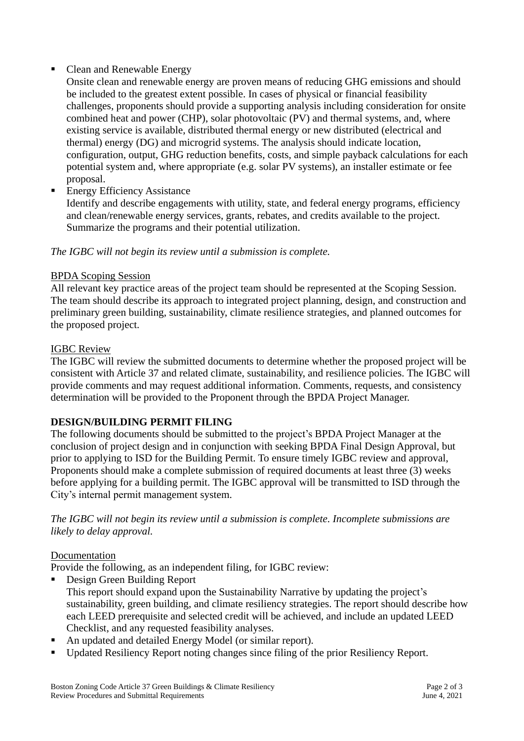- Clean and Renewable Energy
  Onsite clean and renewable energy are proven means of reducing GHG emissions and should be included to the greatest extent possible. In cases of physical or financial feasibility challenges, proponents should provide a supporting analysis including consideration for onsite combined heat and power (CHP), solar photovoltaic (PV) and thermal systems, and, where existing service is available, distributed thermal energy or new distributed (electrical and thermal) energy (DG) and microgrid systems. The analysis should indicate location, configuration, output, GHG reduction benefits, costs, and simple payback calculations for each potential system and, where appropriate (e.g. solar PV systems), an installer estimate or fee proposal.
- Energy Efficiency Assistance
  Identify and describe engagements with utility, state, and federal energy programs, efficiency and clean/renewable energy services, grants, rebates, and credits available to the project. Summarize the programs and their potential utilization.

*The IGBC will not begin its review until a submission is complete.*

<u>BPDA Scoping Session</u>
All relevant key practice areas of the project team should be represented at the Scoping Session. The team should describe its approach to integrated project planning, design, and construction and preliminary green building, sustainability, climate resilience strategies, and planned outcomes for the proposed project.

<u>IGBC Review</u>
The IGBC will review the submitted documents to determine whether the proposed project will be consistent with Article 37 and related climate, sustainability, and resilience policies. The IGBC will provide comments and may request additional information. Comments, requests, and consistency determination will be provided to the Proponent through the BPDA Project Manager.

**DESIGN/BUILDING PERMIT FILING**
The following documents should be submitted to the project's BPDA Project Manager at the conclusion of project design and in conjunction with seeking BPDA Final Design Approval, but prior to applying to ISD for the Building Permit. To ensure timely IGBC review and approval, Proponents should make a complete submission of required documents at least three (3) weeks before applying for a building permit. The IGBC approval will be transmitted to ISD through the City's internal permit management system.

*The IGBC will not begin its review until a submission is complete. Incomplete submissions are likely to delay approval.*

<u>Documentation</u>
Provide the following, as an independent filing, for IGBC review:

- Design Green Building Report
  This report should expand upon the Sustainability Narrative by updating the project's sustainability, green building, and climate resiliency strategies. The report should describe how each LEED prerequisite and selected credit will be achieved, and include an updated LEED Checklist, and any requested feasibility analyses.
- An updated and detailed Energy Model (or similar report).
- Updated Resiliency Report noting changes since filing of the prior Resiliency Report.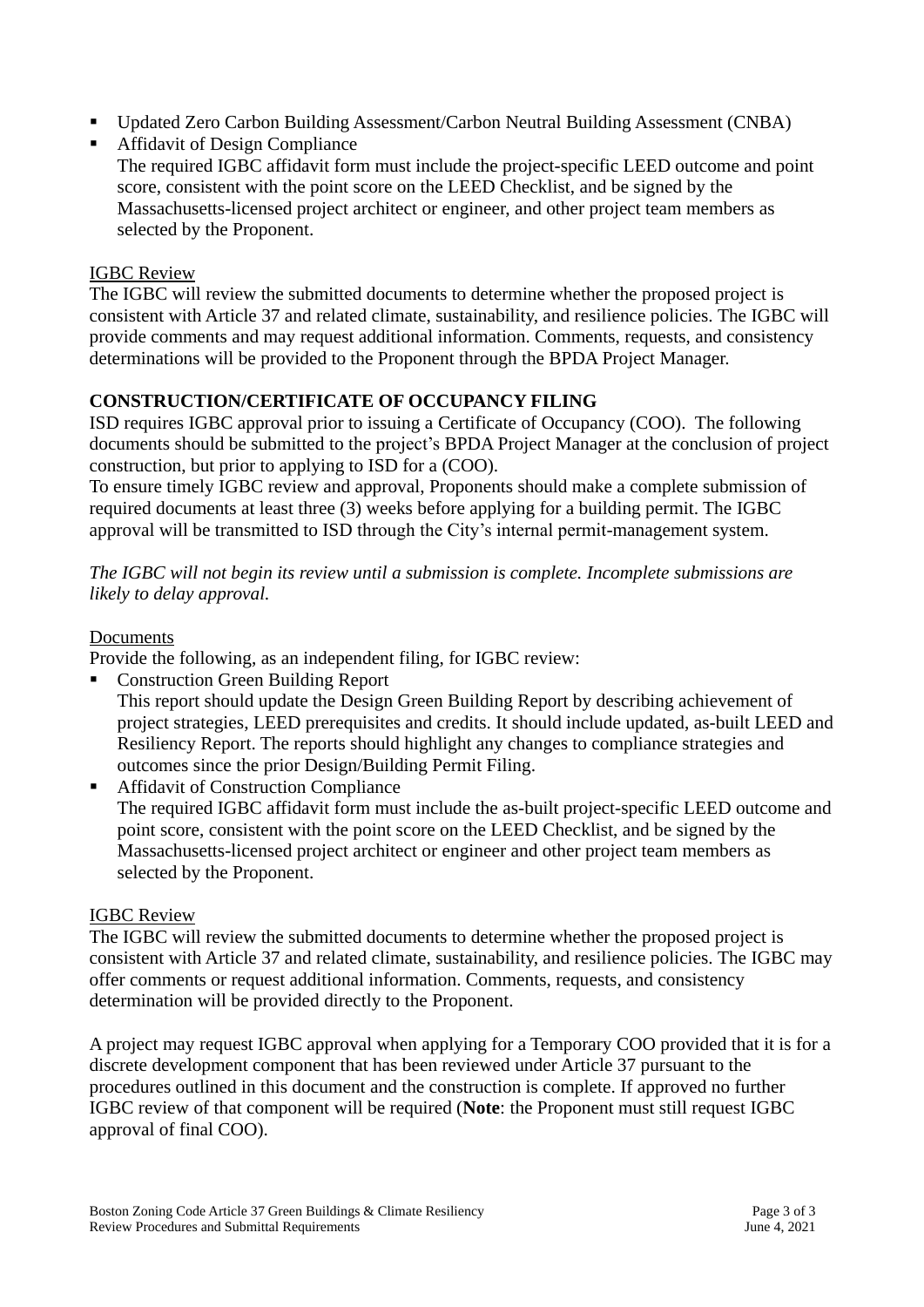- Updated Zero Carbon Building Assessment/Carbon Neutral Building Assessment (CNBA)
- Affidavit of Design Compliance
  The required IGBC affidavit form must include the project-specific LEED outcome and point score, consistent with the point score on the LEED Checklist, and be signed by the Massachusetts-licensed project architect or engineer, and other project team members as selected by the Proponent.

IGBC Review

The IGBC will review the submitted documents to determine whether the proposed project is consistent with Article 37 and related climate, sustainability, and resilience policies. The IGBC will provide comments and may request additional information. Comments, requests, and consistency determinations will be provided to the Proponent through the BPDA Project Manager.

**CONSTRUCTION/CERTIFICATE OF OCCUPANCY FILING**

ISD requires IGBC approval prior to issuing a Certificate of Occupancy (COO). The following documents should be submitted to the project's BPDA Project Manager at the conclusion of project construction, but prior to applying to ISD for a (COO).

To ensure timely IGBC review and approval, Proponents should make a complete submission of required documents at least three (3) weeks before applying for a building permit. The IGBC approval will be transmitted to ISD through the City's internal permit-management system.

*The IGBC will not begin its review until a submission is complete. Incomplete submissions are likely to delay approval.*

Documents

Provide the following, as an independent filing, for IGBC review:

- Construction Green Building Report
  This report should update the Design Green Building Report by describing achievement of project strategies, LEED prerequisites and credits. It should include updated, as-built LEED and Resiliency Report. The reports should highlight any changes to compliance strategies and outcomes since the prior Design/Building Permit Filing.
- Affidavit of Construction Compliance
  The required IGBC affidavit form must include the as-built project-specific LEED outcome and point score, consistent with the point score on the LEED Checklist, and be signed by the Massachusetts-licensed project architect or engineer and other project team members as selected by the Proponent.

IGBC Review

The IGBC will review the submitted documents to determine whether the proposed project is consistent with Article 37 and related climate, sustainability, and resilience policies. The IGBC may offer comments or request additional information. Comments, requests, and consistency determination will be provided directly to the Proponent.

A project may request IGBC approval when applying for a Temporary COO provided that it is for a discrete development component that has been reviewed under Article 37 pursuant to the procedures outlined in this document and the construction is complete. If approved no further IGBC review of that component will be required (**Note**: the Proponent must still request IGBC approval of final COO).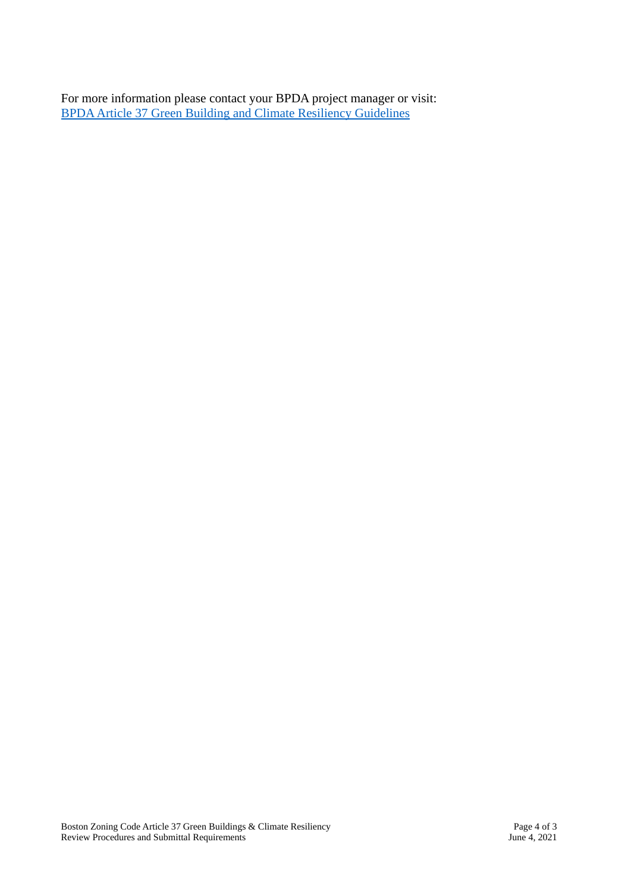For more information please contact your BPDA project manager or visit:
BPDA Article 37 Green Building and Climate Resiliency Guidelines